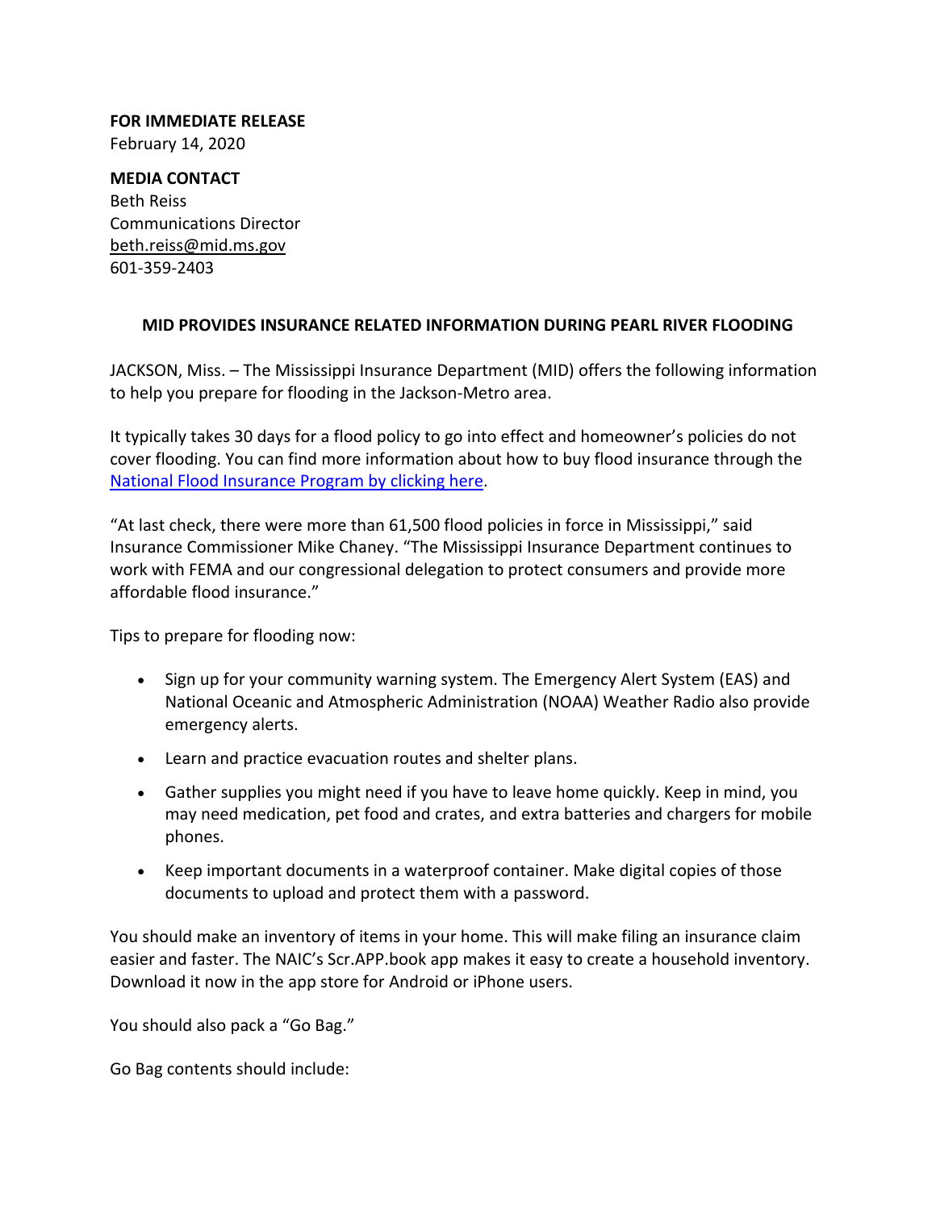**FOR IMMEDIATE RELEASE**
February 14, 2020

**MEDIA CONTACT**
Beth Reiss
Communications Director
beth.reiss@mid.ms.gov
601-359-2403

## MID PROVIDES INSURANCE RELATED INFORMATION DURING PEARL RIVER FLOODING

JACKSON, Miss. – The Mississippi Insurance Department (MID) offers the following information to help you prepare for flooding in the Jackson-Metro area.

It typically takes 30 days for a flood policy to go into effect and homeowner's policies do not cover flooding. You can find more information about how to buy flood insurance through the National Flood Insurance Program by clicking here.

"At last check, there were more than 61,500 flood policies in force in Mississippi," said Insurance Commissioner Mike Chaney. "The Mississippi Insurance Department continues to work with FEMA and our congressional delegation to protect consumers and provide more affordable flood insurance."

Tips to prepare for flooding now:

- Sign up for your community warning system. The Emergency Alert System (EAS) and National Oceanic and Atmospheric Administration (NOAA) Weather Radio also provide emergency alerts.
- Learn and practice evacuation routes and shelter plans.
- Gather supplies you might need if you have to leave home quickly. Keep in mind, you may need medication, pet food and crates, and extra batteries and chargers for mobile phones.
- Keep important documents in a waterproof container. Make digital copies of those documents to upload and protect them with a password.

You should make an inventory of items in your home. This will make filing an insurance claim easier and faster. The NAIC's Scr.APP.book app makes it easy to create a household inventory. Download it now in the app store for Android or iPhone users.

You should also pack a "Go Bag."

Go Bag contents should include: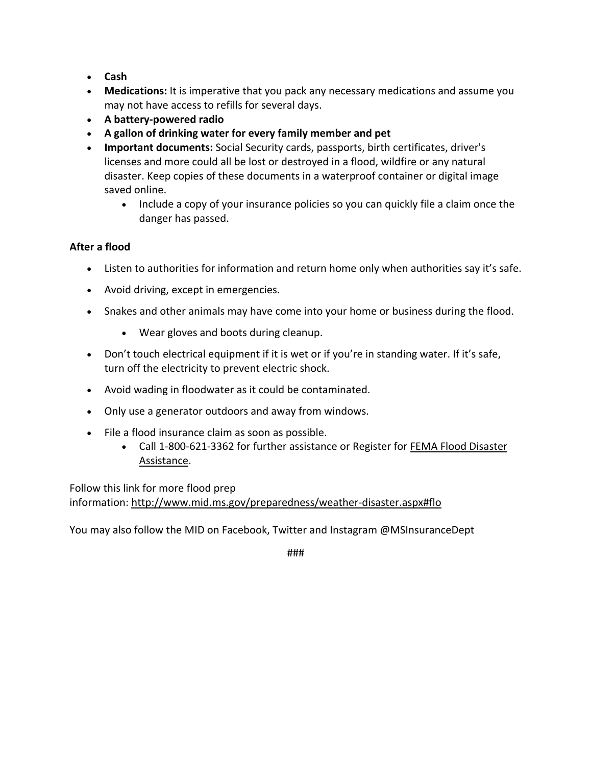- **Cash**
- **Medications:** It is imperative that you pack any necessary medications and assume you may not have access to refills for several days.
- **A battery-powered radio**
- **A gallon of drinking water for every family member and pet**
- **Important documents:** Social Security cards, passports, birth certificates, driver's licenses and more could all be lost or destroyed in a flood, wildfire or any natural disaster. Keep copies of these documents in a waterproof container or digital image saved online.
    - Include a copy of your insurance policies so you can quickly file a claim once the danger has passed.

**After a flood**

- Listen to authorities for information and return home only when authorities say it's safe.
- Avoid driving, except in emergencies.
- Snakes and other animals may have come into your home or business during the flood.
    - Wear gloves and boots during cleanup.
- Don't touch electrical equipment if it is wet or if you're in standing water. If it's safe, turn off the electricity to prevent electric shock.
- Avoid wading in floodwater as it could be contaminated.
- Only use a generator outdoors and away from windows.
- File a flood insurance claim as soon as possible.
    - Call 1-800-621-3362 for further assistance or Register for FEMA Flood Disaster Assistance.

Follow this link for more flood prep information: http://www.mid.ms.gov/preparedness/weather-disaster.aspx#flo

You may also follow the MID on Facebook, Twitter and Instagram @MSInsuranceDept

###